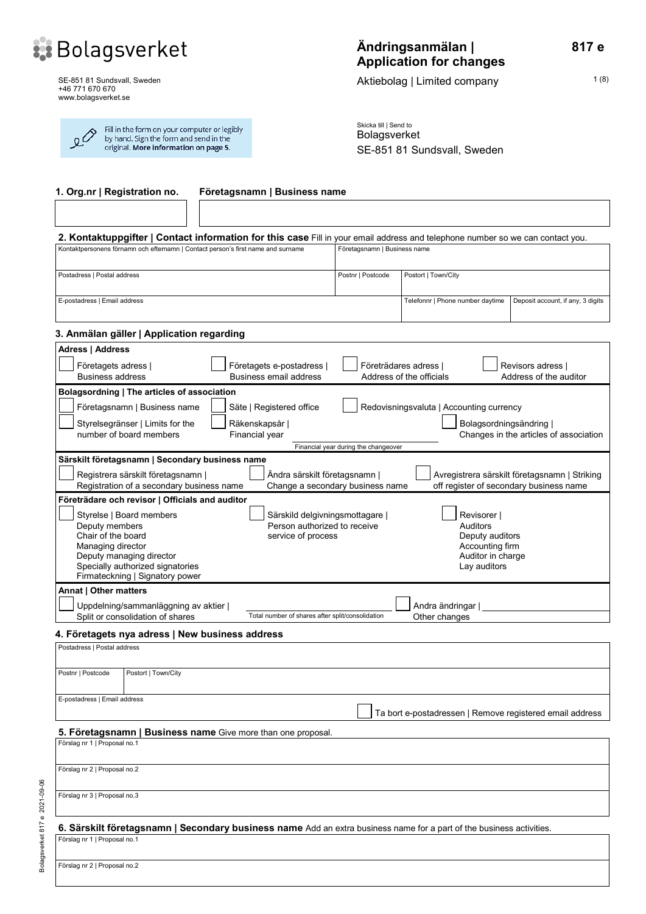Bolagsverket

SE-851 81 Sundsvall, Sweden
+46 771 670 670
www.bolagsverket.se

# Ändringsanmälan | Application for changes

**817 e**

Aktiebolag | Limited company

Fill in the form on your computer or legibly by hand. Sign the form and send in the original. **More information on page 5.**

Skicka till | Send to
Bolagsverket
SE-851 81 Sundsvall, Sweden

## 1. Org.nr | Registration no. Företagsnamn | Business name

| Org.nr \| Registration no. | Företagsnamn \| Business name |
|---|---|
| | |

## 2. Kontaktuppgifter | Contact information for this case

Fill in your email address and telephone number so we can contact you.

| Kontaktpersonens förnamn och efternamn \| Contact person's first name and surname | | Företagsnamn \| Business name | |
|---|---|---|---|
| Postadress \| Postal address | Postnr \| Postcode | Postort \| Town/City | |
| E-postadress \| Email address | | Telefonnr \| Phone number daytime | Deposit account, if any, 3 digits |

## 3. Anmälan gäller | Application regarding

**Adress | Address**

- ☐ Företagets adress | Business address
- ☐ Företagets e-postadress | Business email address
- ☐ Företrädares adress | Address of the officials
- ☐ Revisors adress | Address of the auditor

**Bolagsordning | The articles of association**

- ☐ Företagsnamn | Business name
- ☐ Säte | Registered office
- ☐ Redovisningsvaluta | Accounting currency
- ☐ Styrelsegränser | Limits for the number of board members
- ☐ Räkenskapsår | Financial year ______ Financial year during the changeover
- ☐ Bolagsordningsändring | Changes in the articles of association

**Särskilt företagsnamn | Secondary business name**

- ☐ Registrera särskilt företagsnamn | Registration of a secondary business name
- ☐ Ändra särskilt företagsnamn | Change a secondary business name
- ☐ Avregistrera särskilt företagsnamn | Striking off register of secondary business name

**Företrädare och revisor | Officials and auditor**

- ☐ Styrelse | Board members
  Deputy members
  Chair of the board
  Managing director
  Deputy managing director
  Specially authorized signatories
  Firmateckning | Signatory power
- ☐ Särskild delgivningsmottagare | Person authorized to receive service of process
- ☐ Revisorer | Auditors
  Deputy auditors
  Accounting firm
  Auditor in charge
  Lay auditors

**Annat | Other matters**

- ☐ Uppdelning/sammanläggning av aktier | Split or consolidation of shares ______ Total number of shares after split/consolidation
- ☐ Andra ändringar | Other changes ______

## 4. Företagets nya adress | New business address

| Postadress \| Postal address | |
|---|---|
| Postnr \| Postcode | Postort \| Town/City |
| E-postadress \| Email address | |

☐ Ta bort e-postadressen | Remove registered email address

## 5. Företagsnamn | Business name

Give more than one proposal.

| Förslag nr 1 \| Proposal no.1 |
|---|
| Förslag nr 2 \| Proposal no.2 |
| Förslag nr 3 \| Proposal no.3 |

## 6. Särskilt företagsnamn | Secondary business name

Add an extra business name for a part of the business activities.

| Förslag nr 1 \| Proposal no.1 |
|---|
| Förslag nr 2 \| Proposal no.2 |

Bolagsverket 817 e 2021-09-06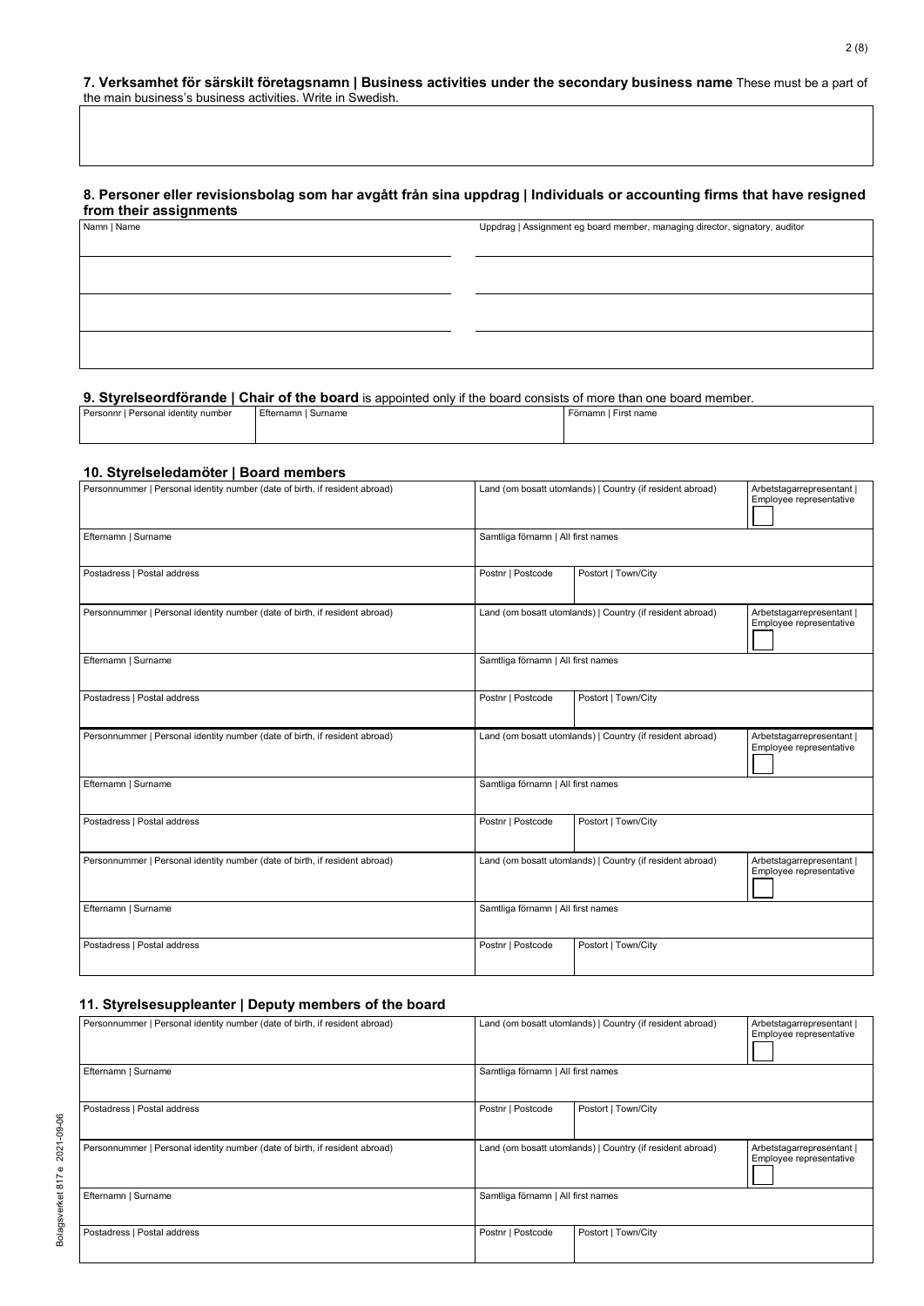## 7. Verksamhet för särskilt företagsnamn | Business activities under the secondary business name

These must be a part of the main business's business activities. Write in Swedish.

| |
|---|
| |

## 8. Personer eller revisionsbolag som har avgått från sina uppdrag | Individuals or accounting firms that have resigned from their assignments

| Namn \| Name | Uppdrag \| Assignment eg board member, managing director, signatory, auditor |
|---|---|
| | |
| | |
| | |
| | |

## 9. Styrelseordförande | Chair of the board

is appointed only if the board consists of more than one board member.

| Personnr \| Personal identity number | Efternamn \| Surname | Förnamn \| First name |
|---|---|---|
| | | |

## 10. Styrelseledamöter | Board members

| Personnummer \| Personal identity number (date of birth, if resident abroad) | Land (om bosatt utomlands) \| Country (if resident abroad) | | Arbetstagarrepresentant \| Employee representative ☐ |
|---|---|---|---|
| Efternamn \| Surname | Samtliga förnamn \| All first names | | |
| Postadress \| Postal address | Postnr \| Postcode | Postort \| Town/City | |
| Personnummer \| Personal identity number (date of birth, if resident abroad) | Land (om bosatt utomlands) \| Country (if resident abroad) | | Arbetstagarrepresentant \| Employee representative ☐ |
| Efternamn \| Surname | Samtliga förnamn \| All first names | | |
| Postadress \| Postal address | Postnr \| Postcode | Postort \| Town/City | |
| Personnummer \| Personal identity number (date of birth, if resident abroad) | Land (om bosatt utomlands) \| Country (if resident abroad) | | Arbetstagarrepresentant \| Employee representative ☐ |
| Efternamn \| Surname | Samtliga förnamn \| All first names | | |
| Postadress \| Postal address | Postnr \| Postcode | Postort \| Town/City | |
| Personnummer \| Personal identity number (date of birth, if resident abroad) | Land (om bosatt utomlands) \| Country (if resident abroad) | | Arbetstagarrepresentant \| Employee representative ☐ |
| Efternamn \| Surname | Samtliga förnamn \| All first names | | |
| Postadress \| Postal address | Postnr \| Postcode | Postort \| Town/City | |

## 11. Styrelsesuppleanter | Deputy members of the board

| Personnummer \| Personal identity number (date of birth, if resident abroad) | Land (om bosatt utomlands) \| Country (if resident abroad) | | Arbetstagarrepresentant \| Employee representative ☐ |
|---|---|---|---|
| Efternamn \| Surname | Samtliga förnamn \| All first names | | |
| Postadress \| Postal address | Postnr \| Postcode | Postort \| Town/City | |
| Personnummer \| Personal identity number (date of birth, if resident abroad) | Land (om bosatt utomlands) \| Country (if resident abroad) | | Arbetstagarrepresentant \| Employee representative ☐ |
| Efternamn \| Surname | Samtliga förnamn \| All first names | | |
| Postadress \| Postal address | Postnr \| Postcode | Postort \| Town/City | |

Bolagsverket 817 e 2021-09-06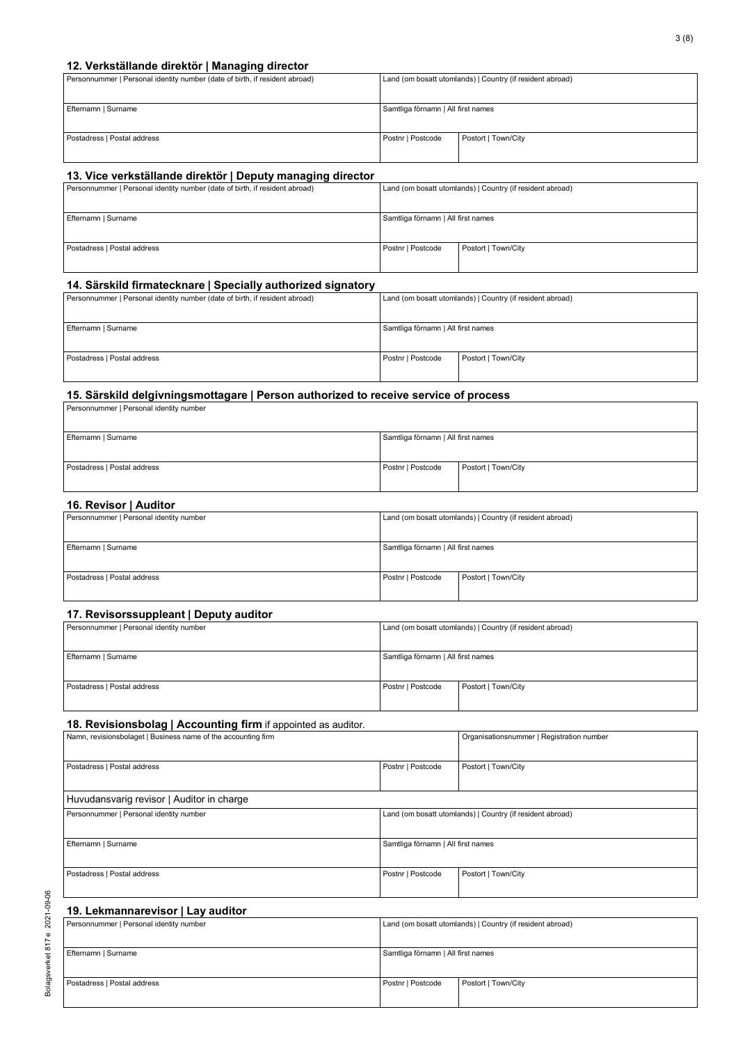## 12. Verkställande direktör | Managing director

| Personnummer \| Personal identity number (date of birth, if resident abroad) | Land (om bosatt utomlands) \| Country (if resident abroad) | |
|---|---|---|
| Efternamn \| Surname | Samtliga förnamn \| All first names | |
| Postadress \| Postal address | Postnr \| Postcode | Postort \| Town/City |

## 13. Vice verkställande direktör | Deputy managing director

| Personnummer \| Personal identity number (date of birth, if resident abroad) | Land (om bosatt utomlands) \| Country (if resident abroad) | |
|---|---|---|
| Efternamn \| Surname | Samtliga förnamn \| All first names | |
| Postadress \| Postal address | Postnr \| Postcode | Postort \| Town/City |

## 14. Särskild firmatecknare | Specially authorized signatory

| Personnummer \| Personal identity number (date of birth, if resident abroad) | Land (om bosatt utomlands) \| Country (if resident abroad) | |
|---|---|---|
| Efternamn \| Surname | Samtliga förnamn \| All first names | |
| Postadress \| Postal address | Postnr \| Postcode | Postort \| Town/City |

## 15. Särskild delgivningsmottagare | Person authorized to receive service of process

| Personnummer \| Personal identity number | | |
|---|---|---|
| Efternamn \| Surname | Samtliga förnamn \| All first names | |
| Postadress \| Postal address | Postnr \| Postcode | Postort \| Town/City |

## 16. Revisor | Auditor

| Personnummer \| Personal identity number | Land (om bosatt utomlands) \| Country (if resident abroad) | |
|---|---|---|
| Efternamn \| Surname | Samtliga förnamn \| All first names | |
| Postadress \| Postal address | Postnr \| Postcode | Postort \| Town/City |

## 17. Revisorssuppleant | Deputy auditor

| Personnummer \| Personal identity number | Land (om bosatt utomlands) \| Country (if resident abroad) | |
|---|---|---|
| Efternamn \| Surname | Samtliga förnamn \| All first names | |
| Postadress \| Postal address | Postnr \| Postcode | Postort \| Town/City |

## 18. Revisionsbolag | Accounting firm if appointed as auditor.

| Namn, revisionsbolaget \| Business name of the accounting firm | | Organisationsnummer \| Registration number |
|---|---|---|
| Postadress \| Postal address | Postnr \| Postcode | Postort \| Town/City |
| **Huvudansvarig revisor \| Auditor in charge** | | |
| Personnummer \| Personal identity number | Land (om bosatt utomlands) \| Country (if resident abroad) | |
| Efternamn \| Surname | Samtliga förnamn \| All first names | |
| Postadress \| Postal address | Postnr \| Postcode | Postort \| Town/City |

## 19. Lekmannarevisor | Lay auditor

| Personnummer \| Personal identity number | Land (om bosatt utomlands) \| Country (if resident abroad) | |
|---|---|---|
| Efternamn \| Surname | Samtliga förnamn \| All first names | |
| Postadress \| Postal address | Postnr \| Postcode | Postort \| Town/City |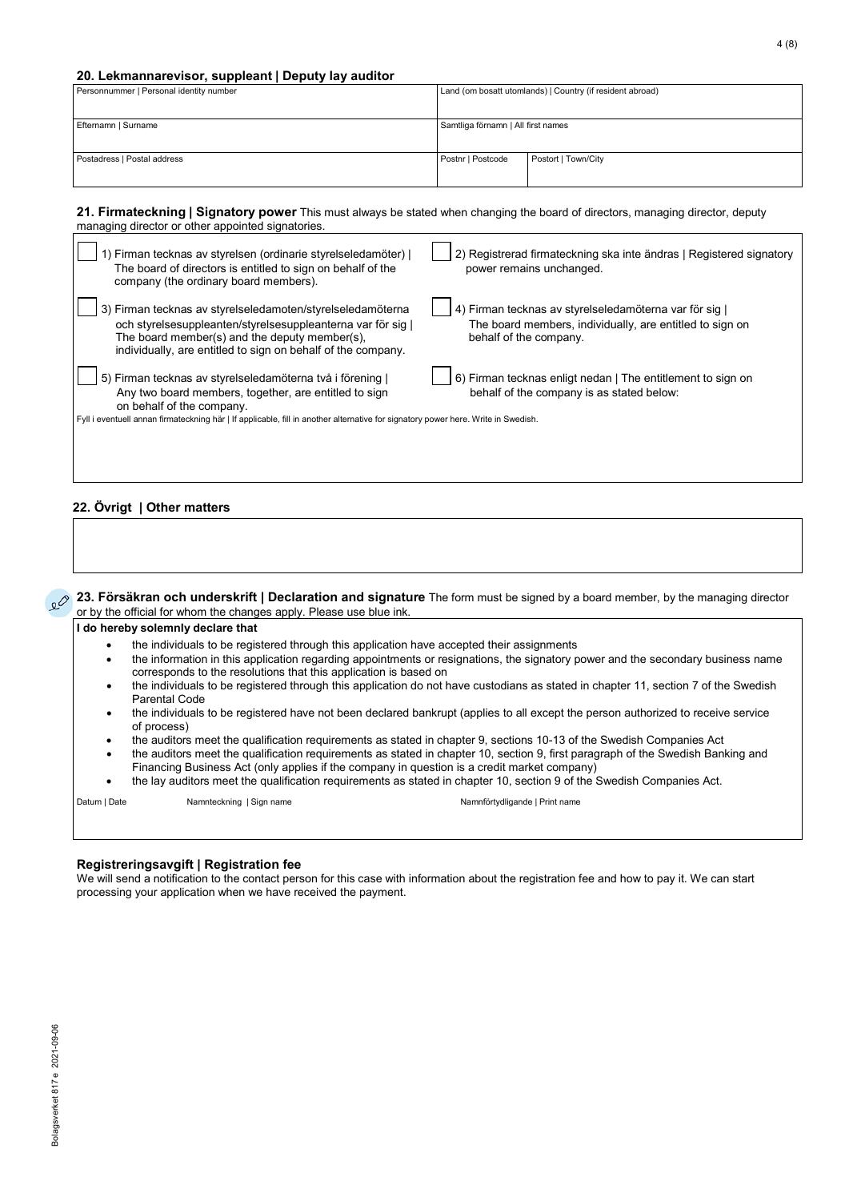## 20. Lekmannarevisor, suppleant | Deputy lay auditor

| Personnummer \| Personal identity number | Land (om bosatt utomlands) \| Country (if resident abroad) | |
|---|---|---|
| Efternamn \| Surname | Samtliga förnamn \| All first names | |
| Postadress \| Postal address | Postnr \| Postcode | Postort \| Town/City |

## 21. Firmateckning | Signatory power

This must always be stated when changing the board of directors, managing director, deputy managing director or other appointed signatories.

- ☐ 1) Firman tecknas av styrelsen (ordinarie styrelseledamöter) | The board of directors is entitled to sign on behalf of the company (the ordinary board members).
- ☐ 2) Registrerad firmateckning ska inte ändras | Registered signatory power remains unchanged.
- ☐ 3) Firman tecknas av styrelseledamoten/styrelseledamöterna och styrelsesuppleanten/styrelsesuppleanterna var för sig | The board member(s) and the deputy member(s), individually, are entitled to sign on behalf of the company.
- ☐ 4) Firman tecknas av styrelseledamöterna var för sig | The board members, individually, are entitled to sign on behalf of the company.
- ☐ 5) Firman tecknas av styrelseledamöterna två i förening | Any two board members, together, are entitled to sign on behalf of the company.
- ☐ 6) Firman tecknas enligt nedan | The entitlement to sign on behalf of the company is as stated below:

Fyll i eventuell annan firmateckning här | If applicable, fill in another alternative for signatory power here. Write in Swedish.

## 22. Övrigt | Other matters

## 23. Försäkran och underskrift | Declaration and signature

The form must be signed by a board member, by the managing director or by the official for whom the changes apply. Please use blue ink.

**I do hereby solemnly declare that**

- the individuals to be registered through this application have accepted their assignments
- the information in this application regarding appointments or resignations, the signatory power and the secondary business name corresponds to the resolutions that this application is based on
- the individuals to be registered through this application do not have custodians as stated in chapter 11, section 7 of the Swedish Parental Code
- the individuals to be registered have not been declared bankrupt (applies to all except the person authorized to receive service of process)
- the auditors meet the qualification requirements as stated in chapter 9, sections 10-13 of the Swedish Companies Act
- the auditors meet the qualification requirements as stated in chapter 10, section 9, first paragraph of the Swedish Banking and Financing Business Act (only applies if the company in question is a credit market company)
- the lay auditors meet the qualification requirements as stated in chapter 10, section 9 of the Swedish Companies Act.

| Datum \| Date | Namnteckning \| Sign name | Namnförtydligande \| Print name |
|---|---|---|
| | | |

### Registreringsavgift | Registration fee

We will send a notification to the contact person for this case with information about the registration fee and how to pay it. We can start processing your application when we have received the payment.

Bolagsverket 817 e 2021-09-06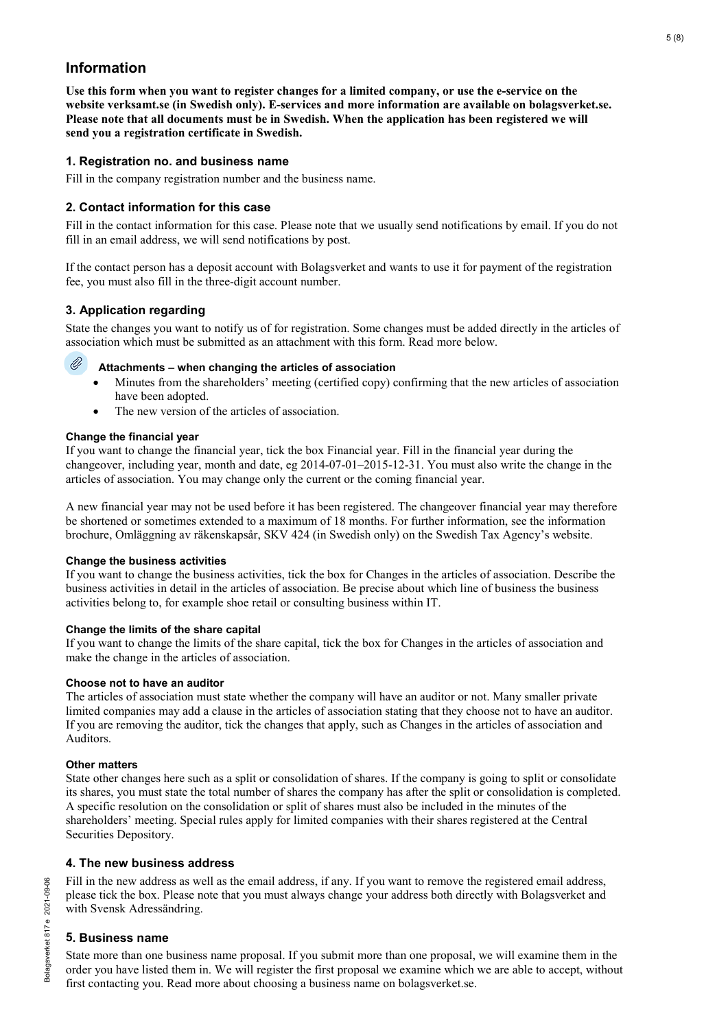## Information

**Use this form when you want to register changes for a limited company, or use the e-service on the website verksamt.se (in Swedish only). E-services and more information are available on bolagsverket.se. Please note that all documents must be in Swedish. When the application has been registered we will send you a registration certificate in Swedish.**

### 1. Registration no. and business name

Fill in the company registration number and the business name.

### 2. Contact information for this case

Fill in the contact information for this case. Please note that we usually send notifications by email. If you do not fill in an email address, we will send notifications by post.

If the contact person has a deposit account with Bolagsverket and wants to use it for payment of the registration fee, you must also fill in the three-digit account number.

### 3. Application regarding

State the changes you want to notify us of for registration. Some changes must be added directly in the articles of association which must be submitted as an attachment with this form. Read more below.

**Attachments – when changing the articles of association**

- Minutes from the shareholders' meeting (certified copy) confirming that the new articles of association have been adopted.
- The new version of the articles of association.

**Change the financial year**

If you want to change the financial year, tick the box Financial year. Fill in the financial year during the changeover, including year, month and date, eg 2014-07-01–2015-12-31. You must also write the change in the articles of association. You may change only the current or the coming financial year.

A new financial year may not be used before it has been registered. The changeover financial year may therefore be shortened or sometimes extended to a maximum of 18 months. For further information, see the information brochure, Omläggning av räkenskapsår, SKV 424 (in Swedish only) on the Swedish Tax Agency's website.

**Change the business activities**

If you want to change the business activities, tick the box for Changes in the articles of association. Describe the business activities in detail in the articles of association. Be precise about which line of business the business activities belong to, for example shoe retail or consulting business within IT.

**Change the limits of the share capital**

If you want to change the limits of the share capital, tick the box for Changes in the articles of association and make the change in the articles of association.

**Choose not to have an auditor**

The articles of association must state whether the company will have an auditor or not. Many smaller private limited companies may add a clause in the articles of association stating that they choose not to have an auditor. If you are removing the auditor, tick the changes that apply, such as Changes in the articles of association and Auditors.

**Other matters**

State other changes here such as a split or consolidation of shares. If the company is going to split or consolidate its shares, you must state the total number of shares the company has after the split or consolidation is completed. A specific resolution on the consolidation or split of shares must also be included in the minutes of the shareholders' meeting. Special rules apply for limited companies with their shares registered at the Central Securities Depository.

### 4. The new business address

Fill in the new address as well as the email address, if any. If you want to remove the registered email address, please tick the box. Please note that you must always change your address both directly with Bolagsverket and with Svensk Adressändring.

### 5. Business name

State more than one business name proposal. If you submit more than one proposal, we will examine them in the order you have listed them in. We will register the first proposal we examine which we are able to accept, without first contacting you. Read more about choosing a business name on bolagsverket.se.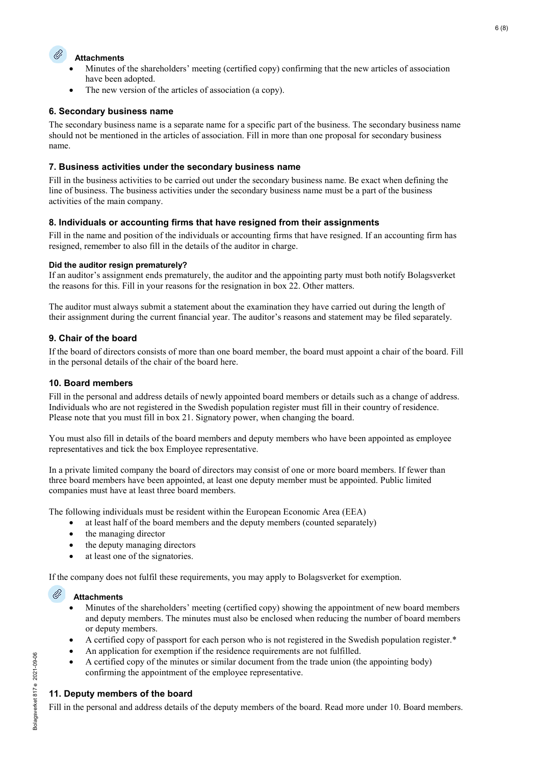**Attachments**

- Minutes of the shareholders' meeting (certified copy) confirming that the new articles of association have been adopted.
- The new version of the articles of association (a copy).

### 6. Secondary business name

The secondary business name is a separate name for a specific part of the business. The secondary business name should not be mentioned in the articles of association. Fill in more than one proposal for secondary business name.

### 7. Business activities under the secondary business name

Fill in the business activities to be carried out under the secondary business name. Be exact when defining the line of business. The business activities under the secondary business name must be a part of the business activities of the main company.

### 8. Individuals or accounting firms that have resigned from their assignments

Fill in the name and position of the individuals or accounting firms that have resigned. If an accounting firm has resigned, remember to also fill in the details of the auditor in charge.

#### Did the auditor resign prematurely?

If an auditor's assignment ends prematurely, the auditor and the appointing party must both notify Bolagsverket the reasons for this. Fill in your reasons for the resignation in box 22. Other matters.

The auditor must always submit a statement about the examination they have carried out during the length of their assignment during the current financial year. The auditor's reasons and statement may be filed separately.

### 9. Chair of the board

If the board of directors consists of more than one board member, the board must appoint a chair of the board. Fill in the personal details of the chair of the board here.

### 10. Board members

Fill in the personal and address details of newly appointed board members or details such as a change of address. Individuals who are not registered in the Swedish population register must fill in their country of residence. Please note that you must fill in box 21. Signatory power, when changing the board.

You must also fill in details of the board members and deputy members who have been appointed as employee representatives and tick the box Employee representative.

In a private limited company the board of directors may consist of one or more board members. If fewer than three board members have been appointed, at least one deputy member must be appointed. Public limited companies must have at least three board members.

The following individuals must be resident within the European Economic Area (EEA)

- at least half of the board members and the deputy members (counted separately)
- the managing director
- the deputy managing directors
- at least one of the signatories.

If the company does not fulfil these requirements, you may apply to Bolagsverket for exemption.

**Attachments**

- Minutes of the shareholders' meeting (certified copy) showing the appointment of new board members and deputy members. The minutes must also be enclosed when reducing the number of board members or deputy members.
- A certified copy of passport for each person who is not registered in the Swedish population register.*
- An application for exemption if the residence requirements are not fulfilled.
- A certified copy of the minutes or similar document from the trade union (the appointing body) confirming the appointment of the employee representative.

### 11. Deputy members of the board

Fill in the personal and address details of the deputy members of the board. Read more under 10. Board members.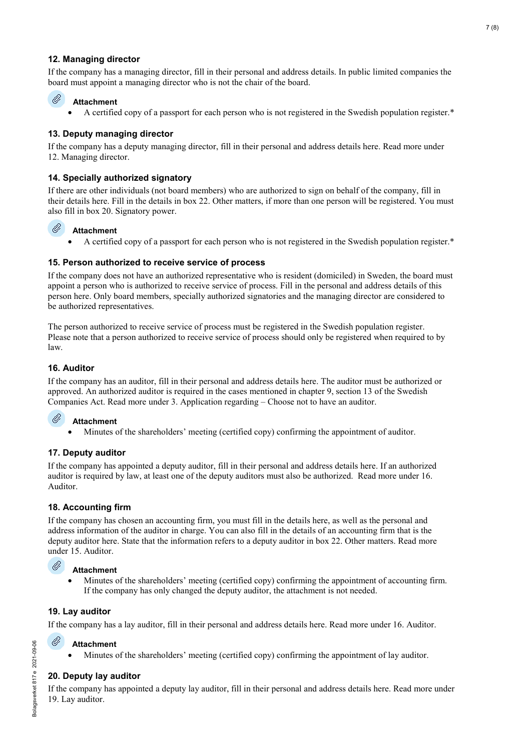## 12. Managing director

If the company has a managing director, fill in their personal and address details. In public limited companies the board must appoint a managing director who is not the chair of the board.

**Attachment**

- A certified copy of a passport for each person who is not registered in the Swedish population register.*

## 13. Deputy managing director

If the company has a deputy managing director, fill in their personal and address details here. Read more under 12. Managing director.

## 14. Specially authorized signatory

If there are other individuals (not board members) who are authorized to sign on behalf of the company, fill in their details here. Fill in the details in box 22. Other matters, if more than one person will be registered. You must also fill in box 20. Signatory power.

**Attachment**

- A certified copy of a passport for each person who is not registered in the Swedish population register.*

## 15. Person authorized to receive service of process

If the company does not have an authorized representative who is resident (domiciled) in Sweden, the board must appoint a person who is authorized to receive service of process. Fill in the personal and address details of this person here. Only board members, specially authorized signatories and the managing director are considered to be authorized representatives.

The person authorized to receive service of process must be registered in the Swedish population register. Please note that a person authorized to receive service of process should only be registered when required to by law.

## 16. Auditor

If the company has an auditor, fill in their personal and address details here. The auditor must be authorized or approved. An authorized auditor is required in the cases mentioned in chapter 9, section 13 of the Swedish Companies Act. Read more under 3. Application regarding – Choose not to have an auditor.

**Attachment**

- Minutes of the shareholders' meeting (certified copy) confirming the appointment of auditor.

## 17. Deputy auditor

If the company has appointed a deputy auditor, fill in their personal and address details here. If an authorized auditor is required by law, at least one of the deputy auditors must also be authorized. Read more under 16. Auditor.

## 18. Accounting firm

If the company has chosen an accounting firm, you must fill in the details here, as well as the personal and address information of the auditor in charge. You can also fill in the details of an accounting firm that is the deputy auditor here. State that the information refers to a deputy auditor in box 22. Other matters. Read more under 15. Auditor.

**Attachment**

- Minutes of the shareholders' meeting (certified copy) confirming the appointment of accounting firm. If the company has only changed the deputy auditor, the attachment is not needed.

## 19. Lay auditor

If the company has a lay auditor, fill in their personal and address details here. Read more under 16. Auditor.

**Attachment**

- Minutes of the shareholders' meeting (certified copy) confirming the appointment of lay auditor.

## 20. Deputy lay auditor

If the company has appointed a deputy lay auditor, fill in their personal and address details here. Read more under 19. Lay auditor.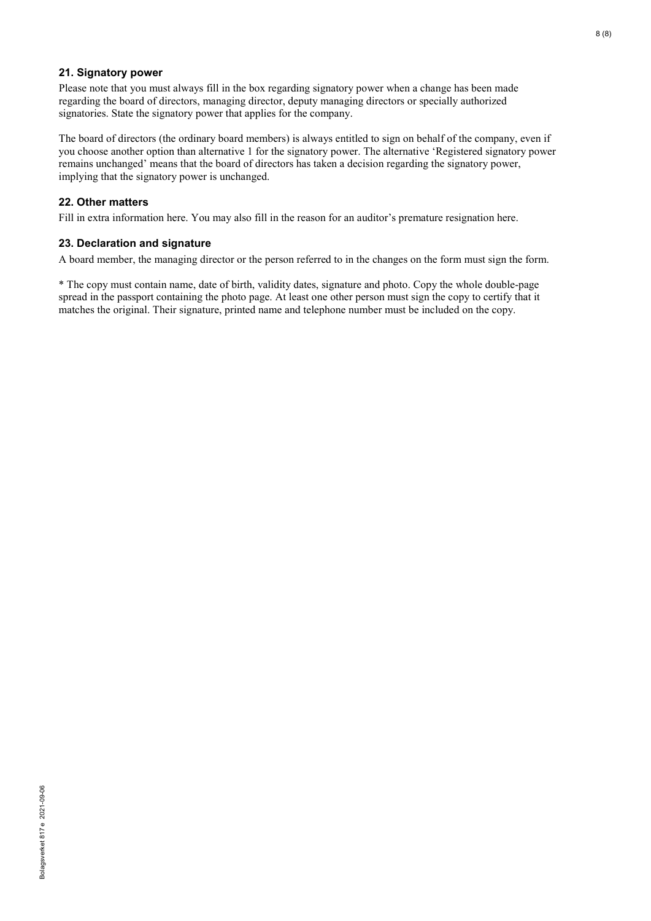### 21. Signatory power

Please note that you must always fill in the box regarding signatory power when a change has been made regarding the board of directors, managing director, deputy managing directors or specially authorized signatories. State the signatory power that applies for the company.

The board of directors (the ordinary board members) is always entitled to sign on behalf of the company, even if you choose another option than alternative 1 for the signatory power. The alternative 'Registered signatory power remains unchanged' means that the board of directors has taken a decision regarding the signatory power, implying that the signatory power is unchanged.

### 22. Other matters

Fill in extra information here. You may also fill in the reason for an auditor's premature resignation here.

### 23. Declaration and signature

A board member, the managing director or the person referred to in the changes on the form must sign the form.

* The copy must contain name, date of birth, validity dates, signature and photo. Copy the whole double-page spread in the passport containing the photo page. At least one other person must sign the copy to certify that it matches the original. Their signature, printed name and telephone number must be included on the copy.